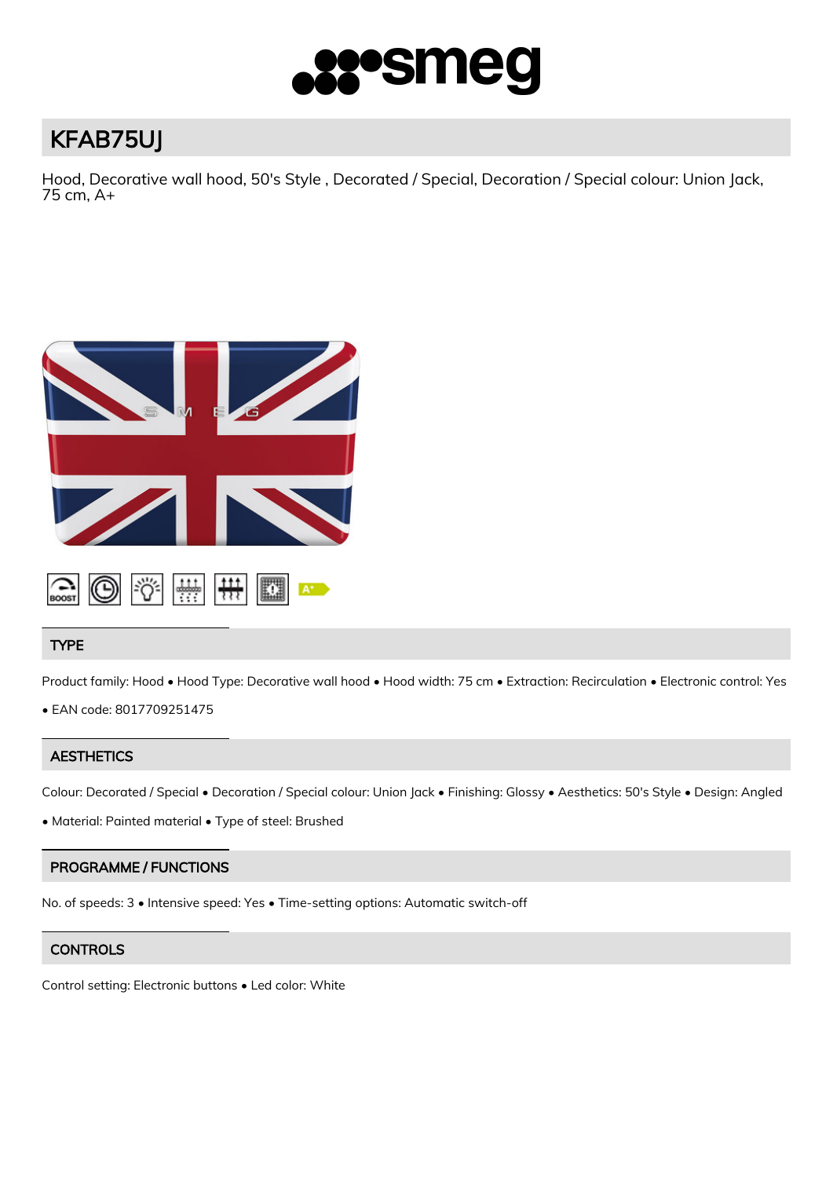# KFAB75UJ

Hood, Decorative wall hood, 50's Style , Decorated / Special, Decoration / Special colour: Union Jack, 75 cm, A+

## TYPE

Product family: Hood • Hood Type: Decorative wall hood • Hood width: 75 cm • Extraction: Recirculation • Electronic control: Yes • EAN code: 8017709251475

## AESTHETICS

Colour: Decorated / Special • Decoration / Special colour: Union Jack • Finishing: Glossy • Aesthetics: 50's Style • Design: Angled • Material: Painted material • Type of steel: Brushed

## PROGRAMME / FUNCTIONS

No. of speeds: 3 • Intensive speed: Yes • Time-setting options: Automatic switch-off

## CONTROLS

Control setting: Electronic buttons • Led color: White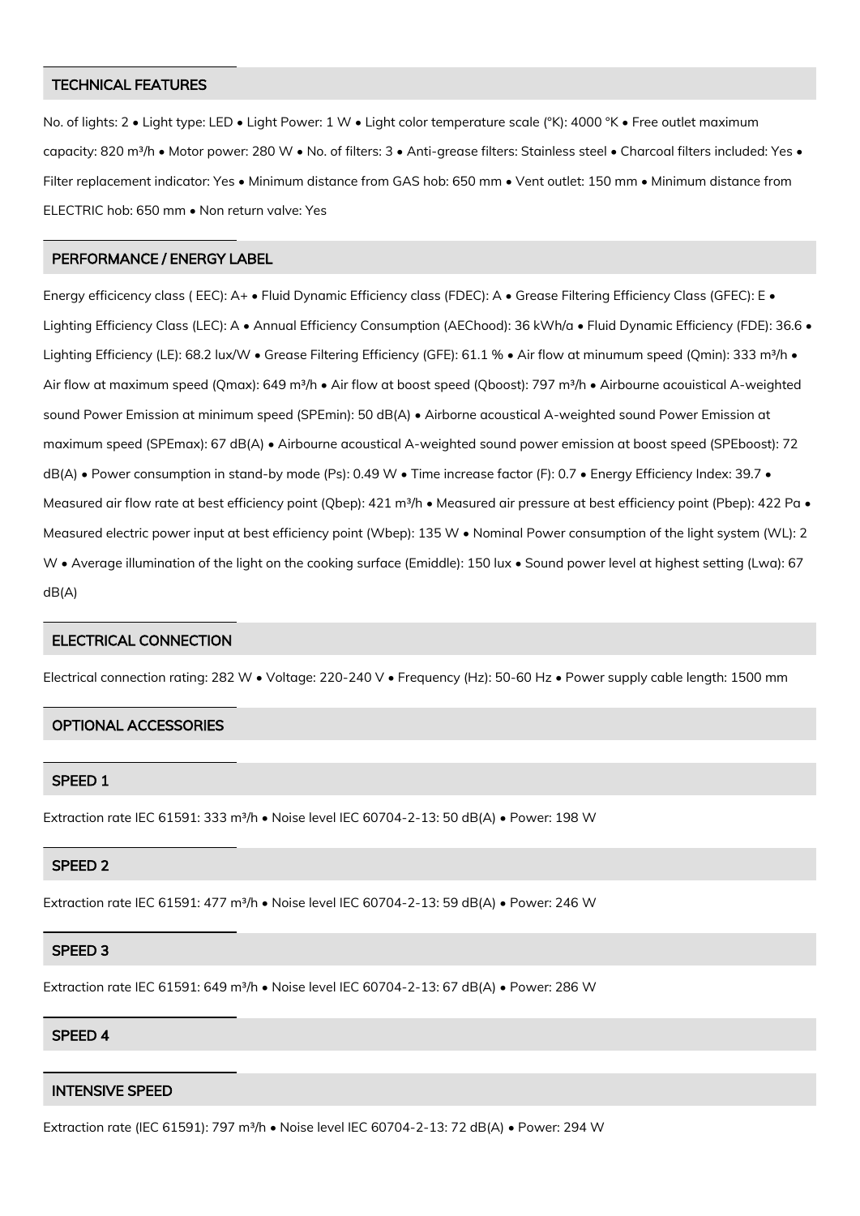## TECHNICAL FEATURES

No. of lights: 2 • Light type: LED • Light Power: 1 W • Light color temperature scale (°K): 4000 °K • Free outlet maximum capacity: 820 m³/h • Motor power: 280 W • No. of filters: 3 • Anti-grease filters: Stainless steel • Charcoal filters included: Yes • Filter replacement indicator: Yes • Minimum distance from GAS hob: 650 mm • Vent outlet: 150 mm • Minimum distance from ELECTRIC hob: 650 mm • Non return valve: Yes

## PERFORMANCE / ENERGY LABEL

Energy efficicency class ( EEC): A+ • Fluid Dynamic Efficiency class (FDEC): A • Grease Filtering Efficiency Class (GFEC): E • Lighting Efficiency Class (LEC): A • Annual Efficiency Consumption (AEChood): 36 kWh/a • Fluid Dynamic Efficiency (FDE): 36.6 • Lighting Efficiency (LE): 68.2 lux/W • Grease Filtering Efficiency (GFE): 61.1 % • Air flow at minumum speed (Qmin): 333 m³/h • Air flow at maximum speed (Qmax): 649 m³/h • Air flow at boost speed (Qboost): 797 m³/h • Airbourne acouistical A-weighted sound Power Emission at minimum speed (SPEmin): 50 dB(A) • Airborne acoustical A-weighted sound Power Emission at maximum speed (SPEmax): 67 dB(A) • Airbourne acoustical A-weighted sound power emission at boost speed (SPEboost): 72 dB(A) • Power consumption in stand-by mode (Ps): 0.49 W • Time increase factor (F): 0.7 • Energy Efficiency Index: 39.7 • Measured air flow rate at best efficiency point (Qbep): 421 m³/h • Measured air pressure at best efficiency point (Pbep): 422 Pa • Measured electric power input at best efficiency point (Wbep): 135 W • Nominal Power consumption of the light system (WL): 2 W • Average illumination of the light on the cooking surface (Emiddle): 150 lux • Sound power level at highest setting (Lwa): 67 dB(A)

## ELECTRICAL CONNECTION

Electrical connection rating: 282 W • Voltage: 220-240 V • Frequency (Hz): 50-60 Hz • Power supply cable length: 1500 mm

## OPTIONAL ACCESSORIES

## SPEED 1

Extraction rate IEC 61591: 333 m³/h • Noise level IEC 60704-2-13: 50 dB(A) • Power: 198 W

## SPEED 2

Extraction rate IEC 61591: 477 m³/h • Noise level IEC 60704-2-13: 59 dB(A) • Power: 246 W

## SPEED 3

Extraction rate IEC 61591: 649 m³/h • Noise level IEC 60704-2-13: 67 dB(A) • Power: 286 W

## SPEED 4

## INTENSIVE SPEED

Extraction rate (IEC 61591): 797 m³/h • Noise level IEC 60704-2-13: 72 dB(A) • Power: 294 W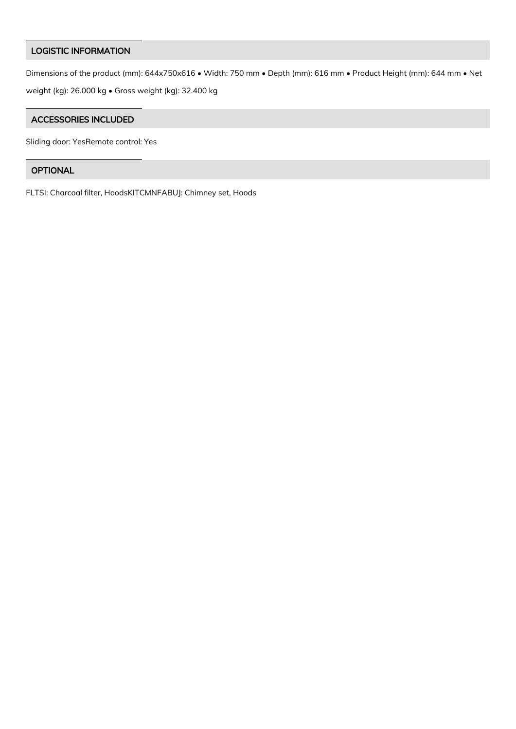## LOGISTIC INFORMATION

Dimensions of the product (mm): 644x750x616 • Width: 750 mm • Depth (mm): 616 mm • Product Height (mm): 644 mm • Net weight (kg): 26.000 kg • Gross weight (kg): 32.400 kg

## ACCESSORIES INCLUDED

Sliding door: YesRemote control: Yes

## OPTIONAL

FLTSI: Charcoal filter, HoodsKITCMNFABUJ: Chimney set, Hoods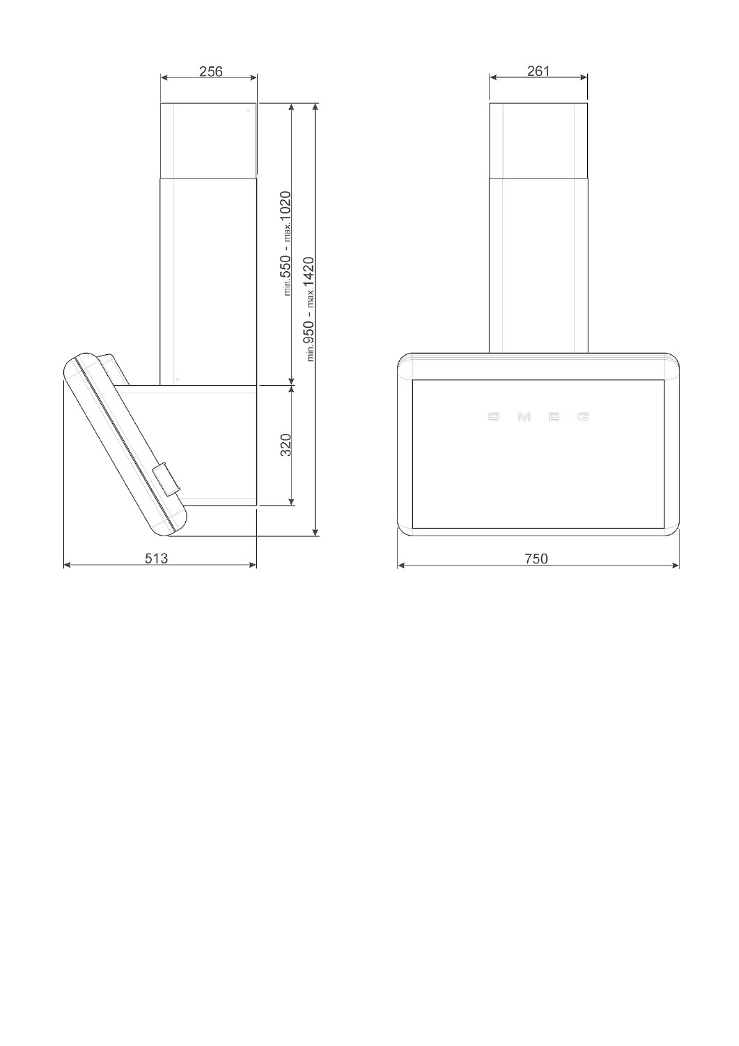256

261

min.550 - max.1020

min.950 - max.1420

320

SMEG

513

750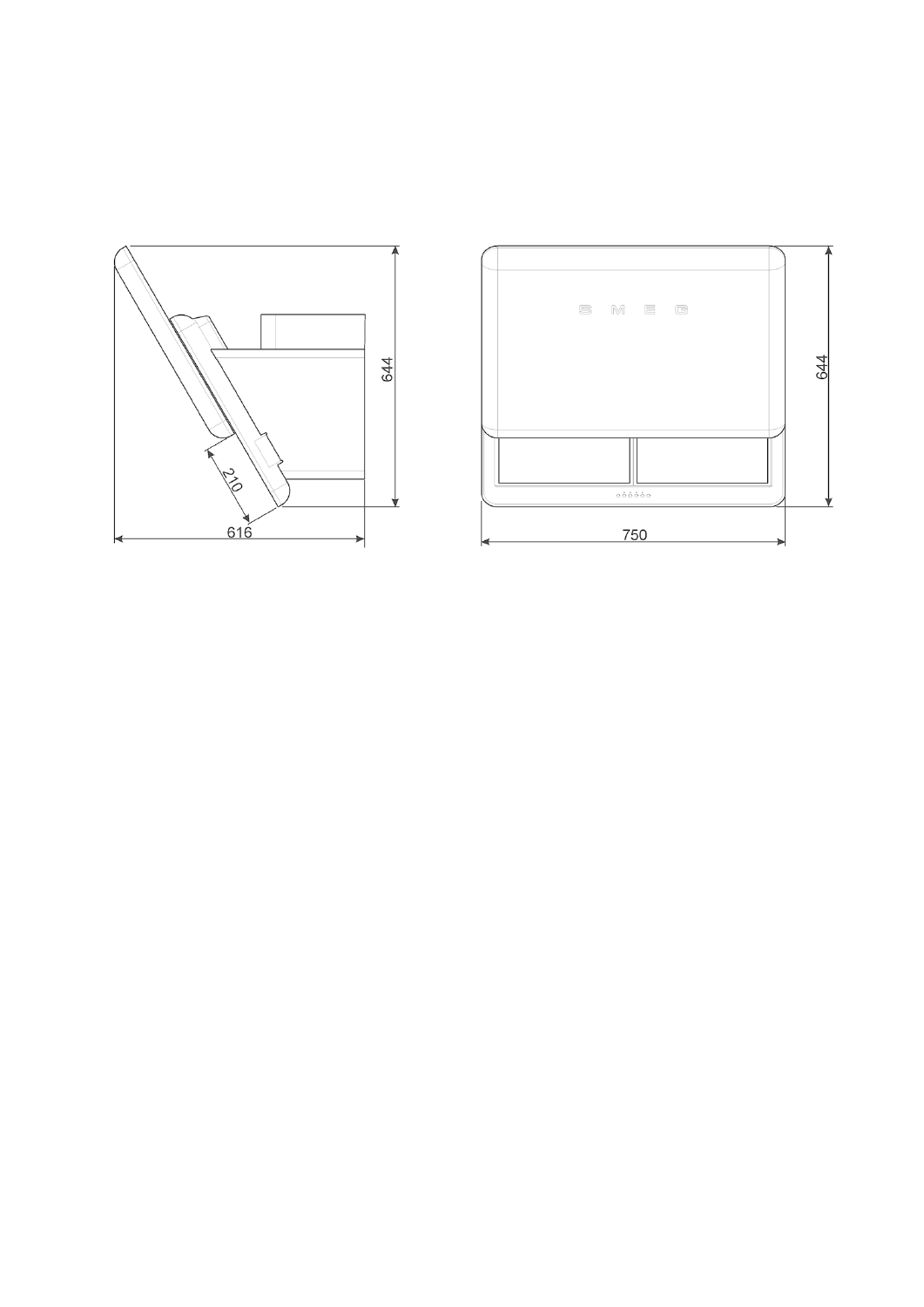644

210

616

S M E G

644

750